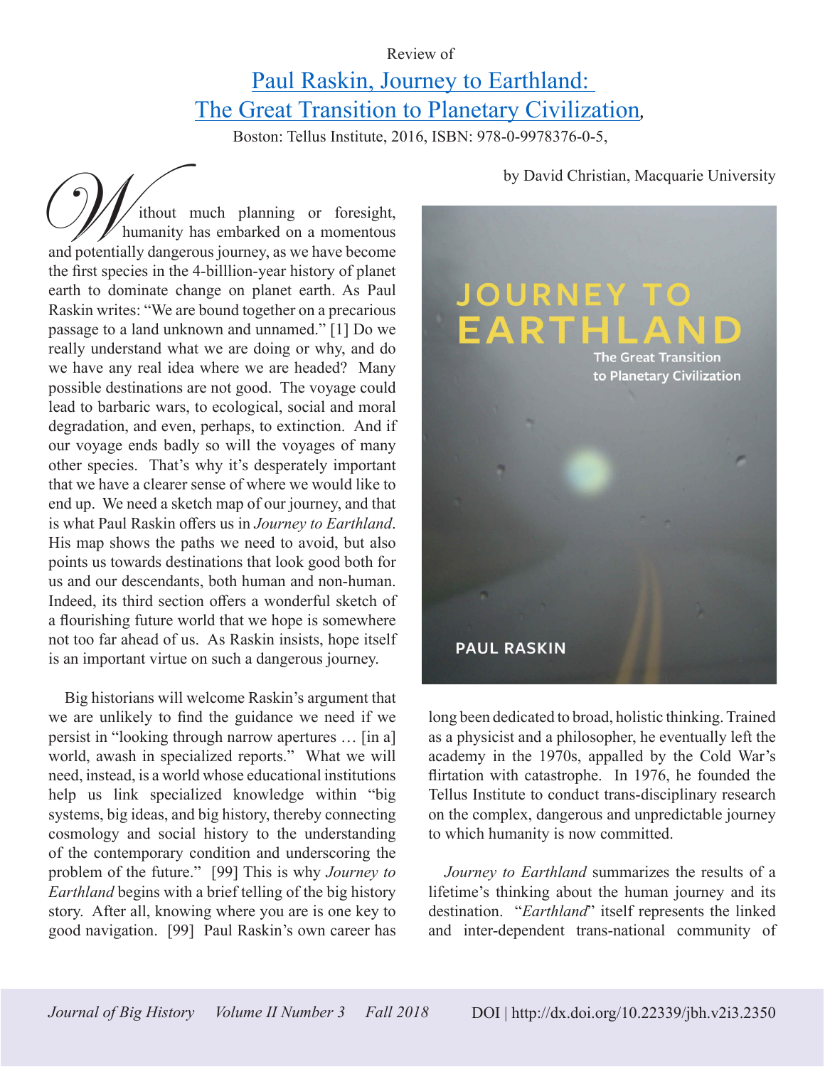Review of

# [Paul Raskin, Journey to Earthland: The Great Transition to Planetary Civilization](),

Boston: Tellus Institute, 2016, ISBN: 978-0-9978376-0-5,

by David Christian, Macquarie University

Without much planning or foresight, humanity has embarked on a momentous and potentially dangerous journey, as we have become the first species in the 4-billlion-year history of planet earth to dominate change on planet earth. As Paul Raskin writes: "We are bound together on a precarious passage to a land unknown and unnamed." [1] Do we really understand what we are doing or why, and do we have any real idea where we are headed? Many possible destinations are not good. The voyage could lead to barbaric wars, to ecological, social and moral degradation, and even, perhaps, to extinction. And if our voyage ends badly so will the voyages of many other species. That's why it's desperately important that we have a clearer sense of where we would like to end up. We need a sketch map of our journey, and that is what Paul Raskin offers us in *Journey to Earthland*. His map shows the paths we need to avoid, but also points us towards destinations that look good both for us and our descendants, both human and non-human. Indeed, its third section offers a wonderful sketch of a flourishing future world that we hope is somewhere not too far ahead of us. As Raskin insists, hope itself is an important virtue on such a dangerous journey.

Big historians will welcome Raskin's argument that we are unlikely to find the guidance we need if we persist in "looking through narrow apertures … [in a] world, awash in specialized reports." What we will need, instead, is a world whose educational institutions help us link specialized knowledge within "big systems, big ideas, and big history, thereby connecting cosmology and social history to the understanding of the contemporary condition and underscoring the problem of the future." [99] This is why *Journey to Earthland* begins with a brief telling of the big history story. After all, knowing where you are is one key to good navigation. [99] Paul Raskin's own career has long been dedicated to broad, holistic thinking. Trained as a physicist and a philosopher, he eventually left the academy in the 1970s, appalled by the Cold War's flirtation with catastrophe. In 1976, he founded the Tellus Institute to conduct trans-disciplinary research on the complex, dangerous and unpredictable journey to which humanity is now committed.

*Journey to Earthland* summarizes the results of a lifetime's thinking about the human journey and its destination. "*Earthland*" itself represents the linked and inter-dependent trans-national community of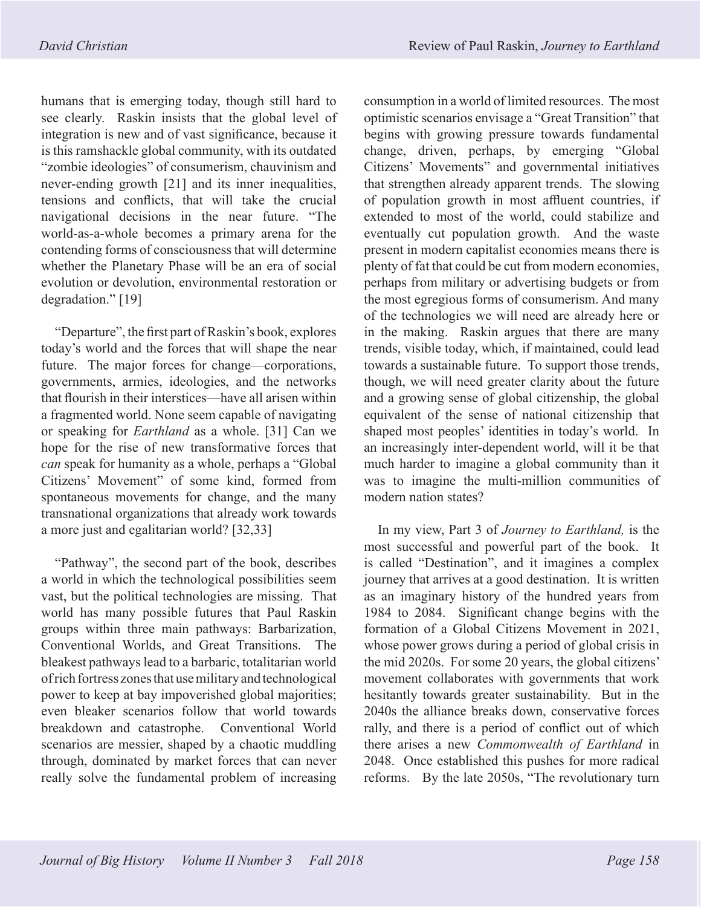humans that is emerging today, though still hard to see clearly. Raskin insists that the global level of integration is new and of vast significance, because it is this ramshackle global community, with its outdated "zombie ideologies" of consumerism, chauvinism and never-ending growth [21] and its inner inequalities, tensions and conflicts, that will take the crucial navigational decisions in the near future. "The world-as-a-whole becomes a primary arena for the contending forms of consciousness that will determine whether the Planetary Phase will be an era of social evolution or devolution, environmental restoration or degradation." [19]

"Departure", the first part of Raskin's book, explores today's world and the forces that will shape the near future. The major forces for change—corporations, governments, armies, ideologies, and the networks that flourish in their interstices—have all arisen within a fragmented world. None seem capable of navigating or speaking for *Earthland* as a whole. [31] Can we hope for the rise of new transformative forces that *can* speak for humanity as a whole, perhaps a "Global Citizens' Movement" of some kind, formed from spontaneous movements for change, and the many transnational organizations that already work towards a more just and egalitarian world? [32,33]

"Pathway", the second part of the book, describes a world in which the technological possibilities seem vast, but the political technologies are missing. That world has many possible futures that Paul Raskin groups within three main pathways: Barbarization, Conventional Worlds, and Great Transitions. The bleakest pathways lead to a barbaric, totalitarian world of rich fortress zones that use military and technological power to keep at bay impoverished global majorities; even bleaker scenarios follow that world towards breakdown and catastrophe. Conventional World scenarios are messier, shaped by a chaotic muddling through, dominated by market forces that can never really solve the fundamental problem of increasing consumption in a world of limited resources. The most optimistic scenarios envisage a "Great Transition" that begins with growing pressure towards fundamental change, driven, perhaps, by emerging "Global Citizens' Movements" and governmental initiatives that strengthen already apparent trends. The slowing of population growth in most affluent countries, if extended to most of the world, could stabilize and eventually cut population growth. And the waste present in modern capitalist economies means there is plenty of fat that could be cut from modern economies, perhaps from military or advertising budgets or from the most egregious forms of consumerism. And many of the technologies we will need are already here or in the making. Raskin argues that there are many trends, visible today, which, if maintained, could lead towards a sustainable future. To support those trends, though, we will need greater clarity about the future and a growing sense of global citizenship, the global equivalent of the sense of national citizenship that shaped most peoples' identities in today's world. In an increasingly inter-dependent world, will it be that much harder to imagine a global community than it was to imagine the multi-million communities of modern nation states?

In my view, Part 3 of *Journey to Earthland,* is the most successful and powerful part of the book. It is called "Destination", and it imagines a complex journey that arrives at a good destination. It is written as an imaginary history of the hundred years from 1984 to 2084. Significant change begins with the formation of a Global Citizens Movement in 2021, whose power grows during a period of global crisis in the mid 2020s. For some 20 years, the global citizens' movement collaborates with governments that work hesitantly towards greater sustainability. But in the 2040s the alliance breaks down, conservative forces rally, and there is a period of conflict out of which there arises a new *Commonwealth of Earthland* in 2048. Once established this pushes for more radical reforms. By the late 2050s, "The revolutionary turn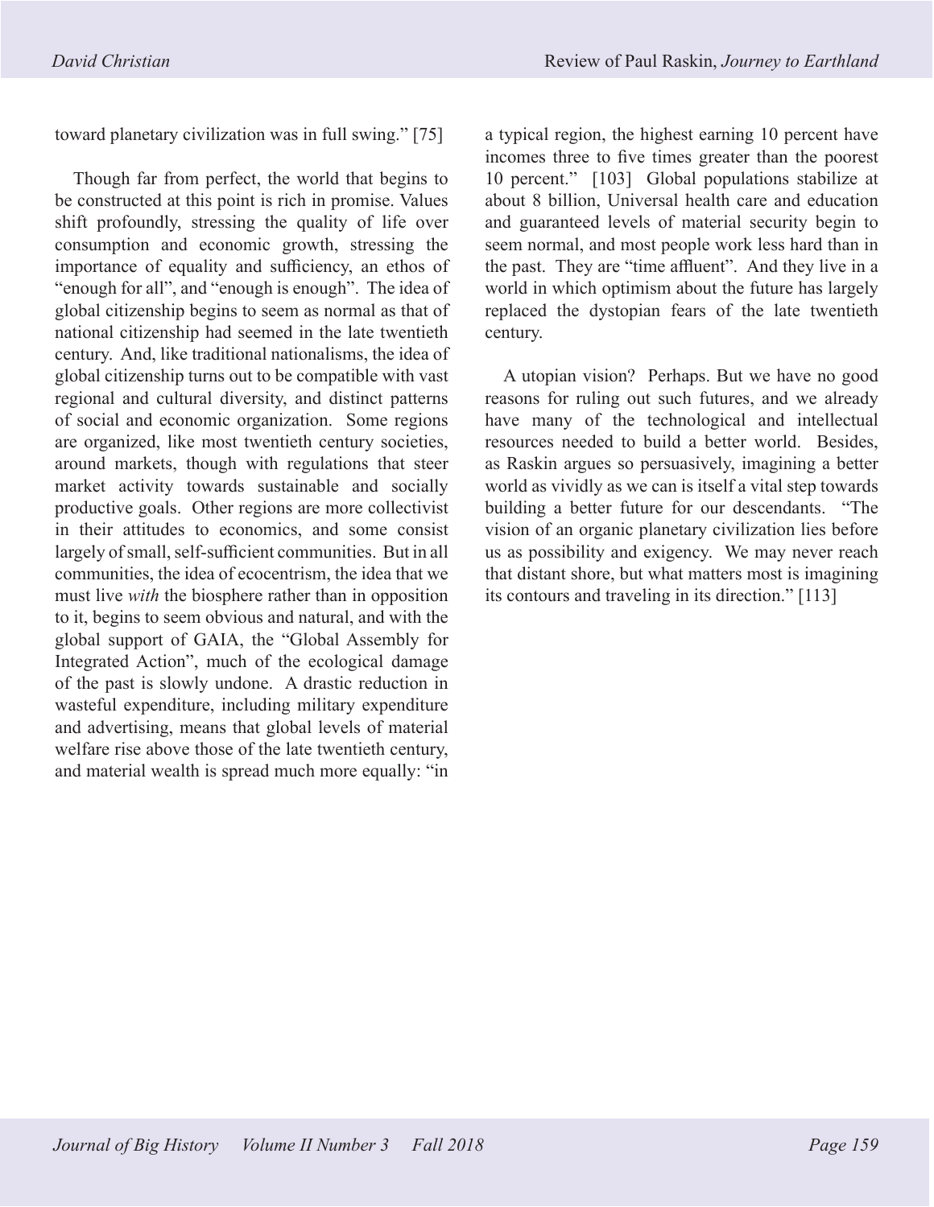toward planetary civilization was in full swing." [75]

Though far from perfect, the world that begins to be constructed at this point is rich in promise. Values shift profoundly, stressing the quality of life over consumption and economic growth, stressing the importance of equality and sufficiency, an ethos of "enough for all", and "enough is enough". The idea of global citizenship begins to seem as normal as that of national citizenship had seemed in the late twentieth century. And, like traditional nationalisms, the idea of global citizenship turns out to be compatible with vast regional and cultural diversity, and distinct patterns of social and economic organization. Some regions are organized, like most twentieth century societies, around markets, though with regulations that steer market activity towards sustainable and socially productive goals. Other regions are more collectivist in their attitudes to economics, and some consist largely of small, self-sufficient communities. But in all communities, the idea of ecocentrism, the idea that we must live *with* the biosphere rather than in opposition to it, begins to seem obvious and natural, and with the global support of GAIA, the "Global Assembly for Integrated Action", much of the ecological damage of the past is slowly undone. A drastic reduction in wasteful expenditure, including military expenditure and advertising, means that global levels of material welfare rise above those of the late twentieth century, and material wealth is spread much more equally: "in a typical region, the highest earning 10 percent have incomes three to five times greater than the poorest 10 percent." [103] Global populations stabilize at about 8 billion, Universal health care and education and guaranteed levels of material security begin to seem normal, and most people work less hard than in the past. They are "time affluent". And they live in a world in which optimism about the future has largely replaced the dystopian fears of the late twentieth century.

A utopian vision? Perhaps. But we have no good reasons for ruling out such futures, and we already have many of the technological and intellectual resources needed to build a better world. Besides, as Raskin argues so persuasively, imagining a better world as vividly as we can is itself a vital step towards building a better future for our descendants. "The vision of an organic planetary civilization lies before us as possibility and exigency. We may never reach that distant shore, but what matters most is imagining its contours and traveling in its direction." [113]